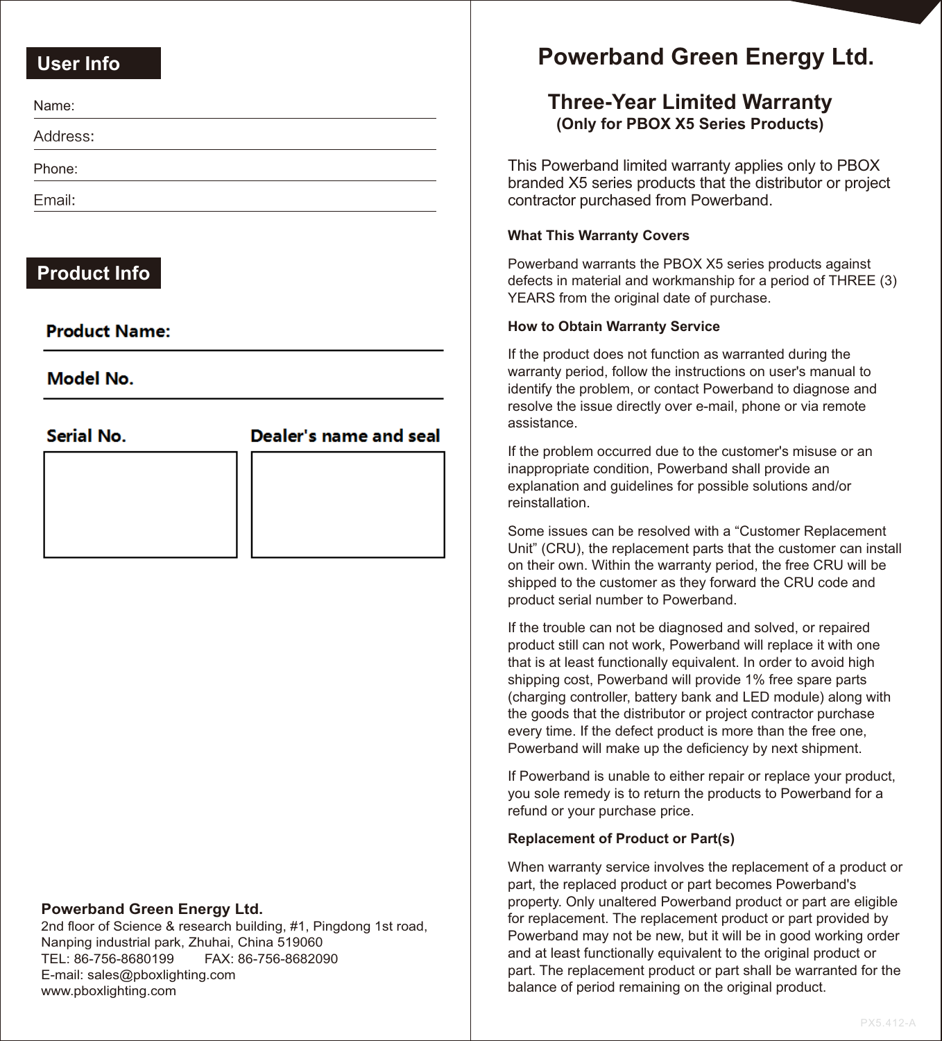## User Info

Name:

Address:

Phone:

Email:

## Product Info

**Product Name:**

**Model No.**

**Serial No.**

**Dealer's name and seal**

**Powerband Green Energy Ltd.**
2nd floor of Science & research building, #1, Pingdong 1st road, Nanping industrial park, Zhuhai, China 519060
TEL: 86-756-8680199 FAX: 86-756-8682090
E-mail: sales@pboxlighting.com
www.pboxlighting.com

# Powerband Green Energy Ltd.

## Three-Year Limited Warranty

**(Only for PBOX X5 Series Products)**

This Powerband limited warranty applies only to PBOX branded X5 series products that the distributor or project contractor purchased from Powerband.

**What This Warranty Covers**

Powerband warrants the PBOX X5 series products against defects in material and workmanship for a period of THREE (3) YEARS from the original date of purchase.

**How to Obtain Warranty Service**

If the product does not function as warranted during the warranty period, follow the instructions on user's manual to identify the problem, or contact Powerband to diagnose and resolve the issue directly over e-mail, phone or via remote assistance.

If the problem occurred due to the customer's misuse or an inappropriate condition, Powerband shall provide an explanation and guidelines for possible solutions and/or reinstallation.

Some issues can be resolved with a “Customer Replacement Unit” (CRU), the replacement parts that the customer can install on their own. Within the warranty period, the free CRU will be shipped to the customer as they forward the CRU code and product serial number to Powerband.

If the trouble can not be diagnosed and solved, or repaired product still can not work, Powerband will replace it with one that is at least functionally equivalent. In order to avoid high shipping cost, Powerband will provide 1% free spare parts (charging controller, battery bank and LED module) along with the goods that the distributor or project contractor purchase every time. If the defect product is more than the free one, Powerband will make up the deficiency by next shipment.

If Powerband is unable to either repair or replace your product, you sole remedy is to return the products to Powerband for a refund or your purchase price.

**Replacement of Product or Part(s)**

When warranty service involves the replacement of a product or part, the replaced product or part becomes Powerband's property. Only unaltered Powerband product or part are eligible for replacement. The replacement product or part provided by Powerband may not be new, but it will be in good working order and at least functionally equivalent to the original product or part. The replacement product or part shall be warranted for the balance of period remaining on the original product.

PX5.412-A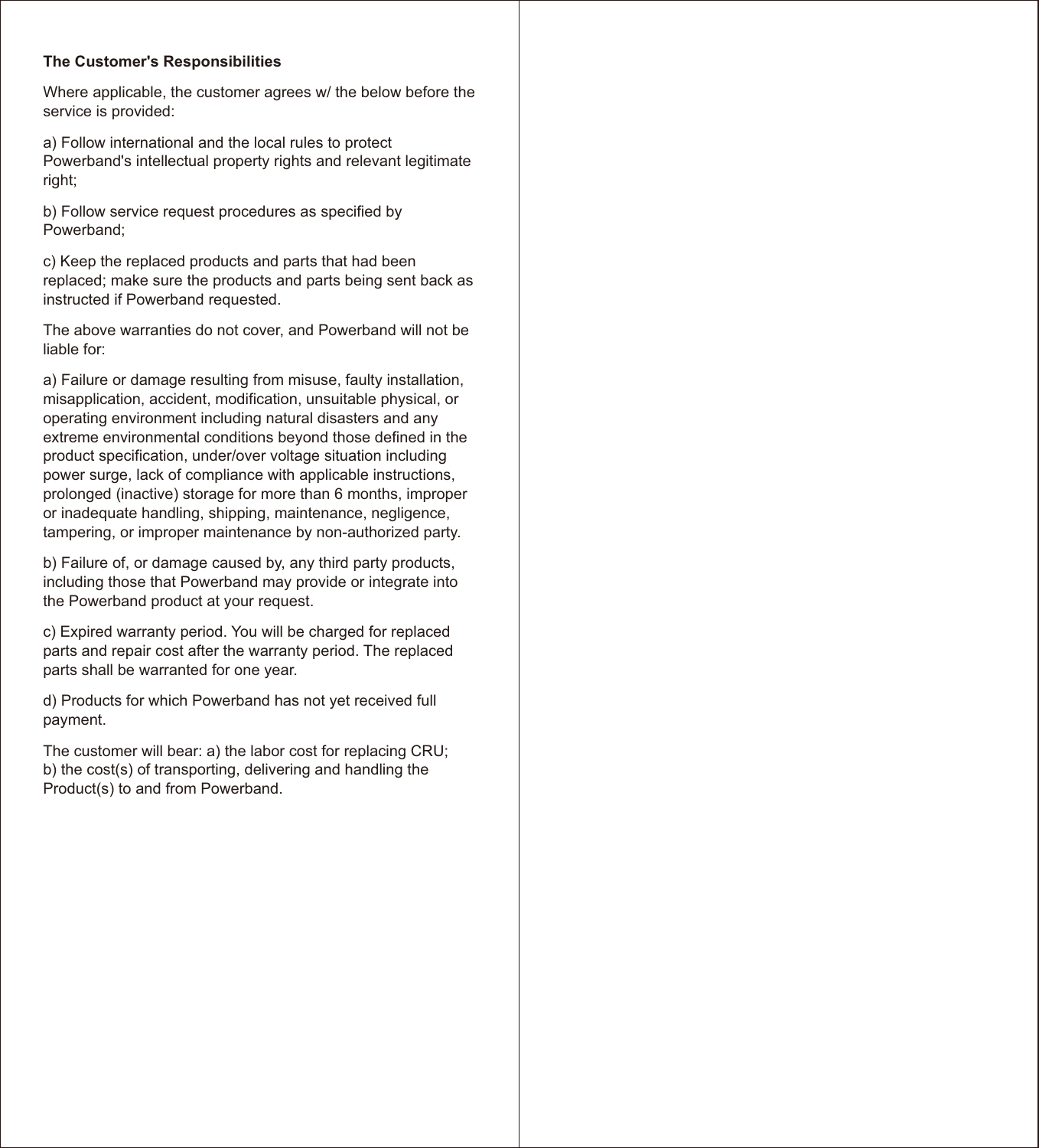**The Customer's Responsibilities**

Where applicable, the customer agrees w/ the below before the service is provided:

a) Follow international and the local rules to protect Powerband's intellectual property rights and relevant legitimate right;

b) Follow service request procedures as specified by Powerband;

c) Keep the replaced products and parts that had been replaced; make sure the products and parts being sent back as instructed if Powerband requested.

The above warranties do not cover, and Powerband will not be liable for:

a) Failure or damage resulting from misuse, faulty installation, misapplication, accident, modification, unsuitable physical, or operating environment including natural disasters and any extreme environmental conditions beyond those defined in the product specification, under/over voltage situation including power surge, lack of compliance with applicable instructions, prolonged (inactive) storage for more than 6 months, improper or inadequate handling, shipping, maintenance, negligence, tampering, or improper maintenance by non-authorized party.

b) Failure of, or damage caused by, any third party products, including those that Powerband may provide or integrate into the Powerband product at your request.

c) Expired warranty period. You will be charged for replaced parts and repair cost after the warranty period. The replaced parts shall be warranted for one year.

d) Products for which Powerband has not yet received full payment.

The customer will bear: a) the labor cost for replacing CRU; b) the cost(s) of transporting, delivering and handling the Product(s) to and from Powerband.